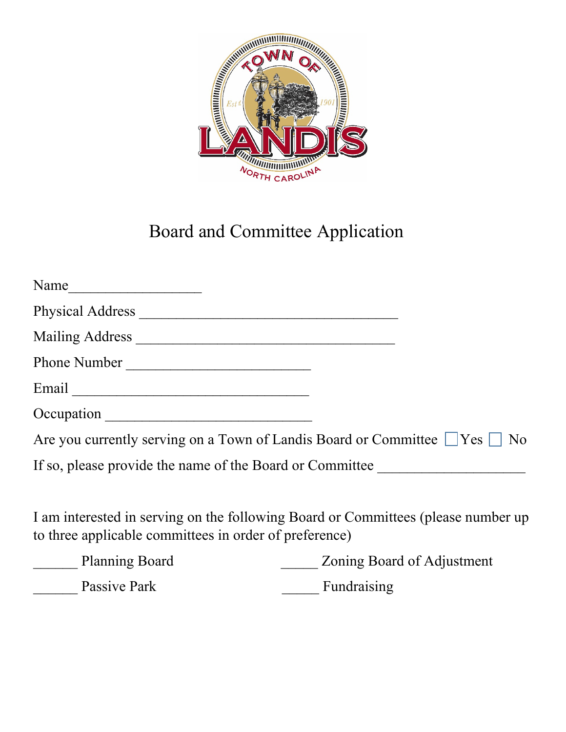# Board and Committee Application

Name__________________

Physical Address ___________________________________

Mailing Address ___________________________________

Phone Number _________________________

Email ________________________________

Occupation ____________________________

Are you currently serving on a Town of Landis Board or Committee ☐ Yes ☐ No

If so, please provide the name of the Board or Committee ____________________

I am interested in serving on the following Board or Committees (please number up to three applicable committees in order of preference)

______ Planning Board

______ Passive Park

_____ Zoning Board of Adjustment

_____ Fundraising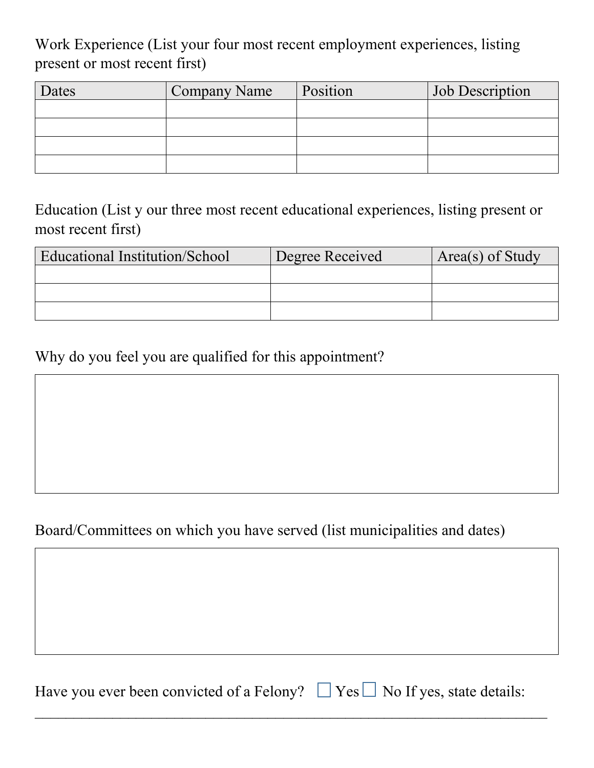Work Experience (List your four most recent employment experiences, listing present or most recent first)

| Dates | Company Name | Position | Job Description |
|---|---|---|---|
| | | | |
| | | | |
| | | | |
| | | | |

Education (List y our three most recent educational experiences, listing present or most recent first)

| Educational Institution/School | Degree Received | Area(s) of Study |
|---|---|---|
| | | |
| | | |
| | | |

Why do you feel you are qualified for this appointment?

Board/Committees on which you have served (list municipalities and dates)

Have you ever been convicted of a Felony? ☐ Yes ☐ No If yes, state details:

\_\_\_\_\_\_\_\_\_\_\_\_\_\_\_\_\_\_\_\_\_\_\_\_\_\_\_\_\_\_\_\_\_\_\_\_\_\_\_\_\_\_\_\_\_\_\_\_\_\_\_\_\_\_\_\_\_\_\_\_\_\_\_\_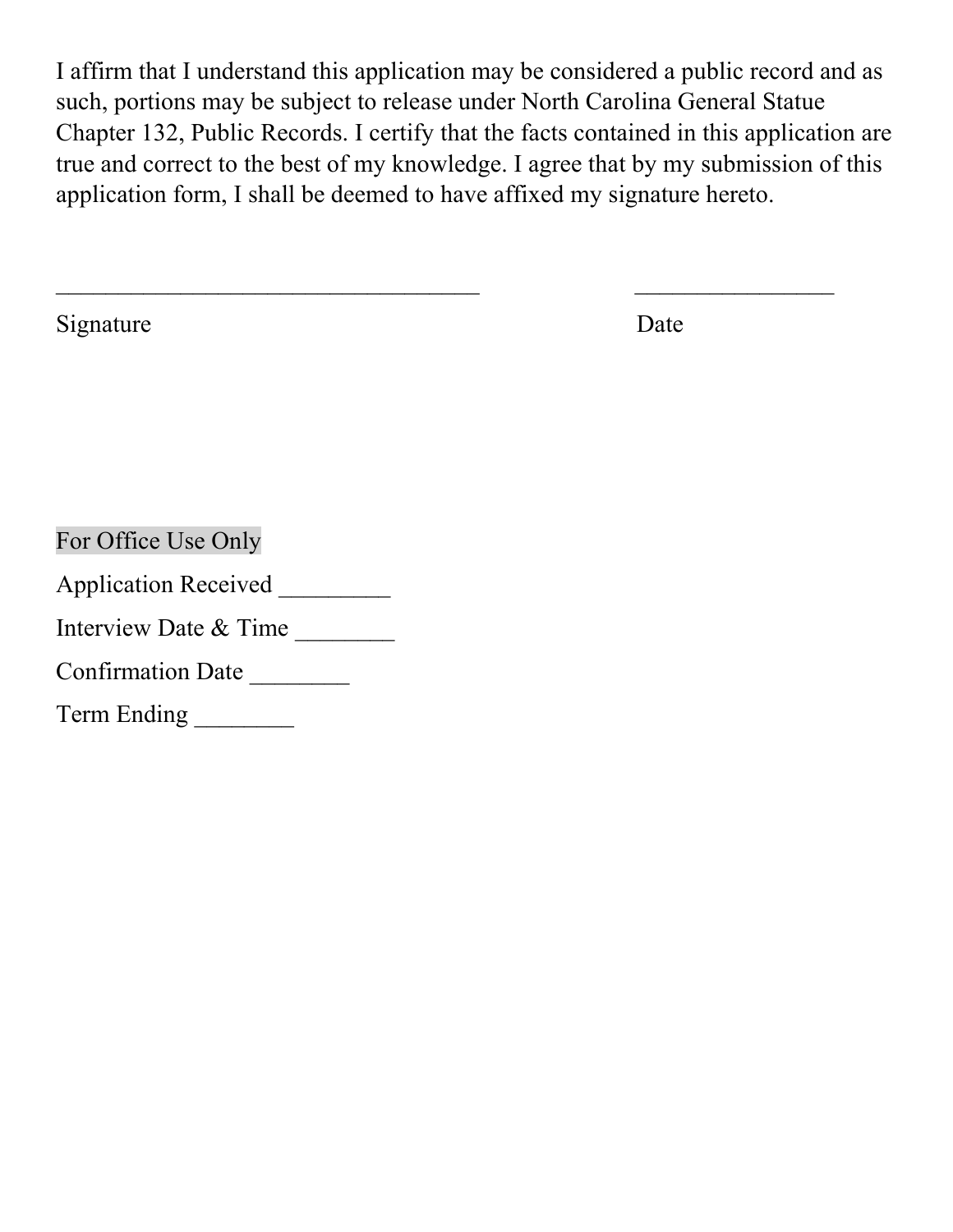I affirm that I understand this application may be considered a public record and as such, portions may be subject to release under North Carolina General Statue Chapter 132, Public Records. I certify that the facts contained in this application are true and correct to the best of my knowledge. I agree that by my submission of this application form, I shall be deemed to have affixed my signature hereto.

___________________________________ ________________

Signature Date

For Office Use Only

Application Received _________

Interview Date & Time ________

Confirmation Date ________

Term Ending ________